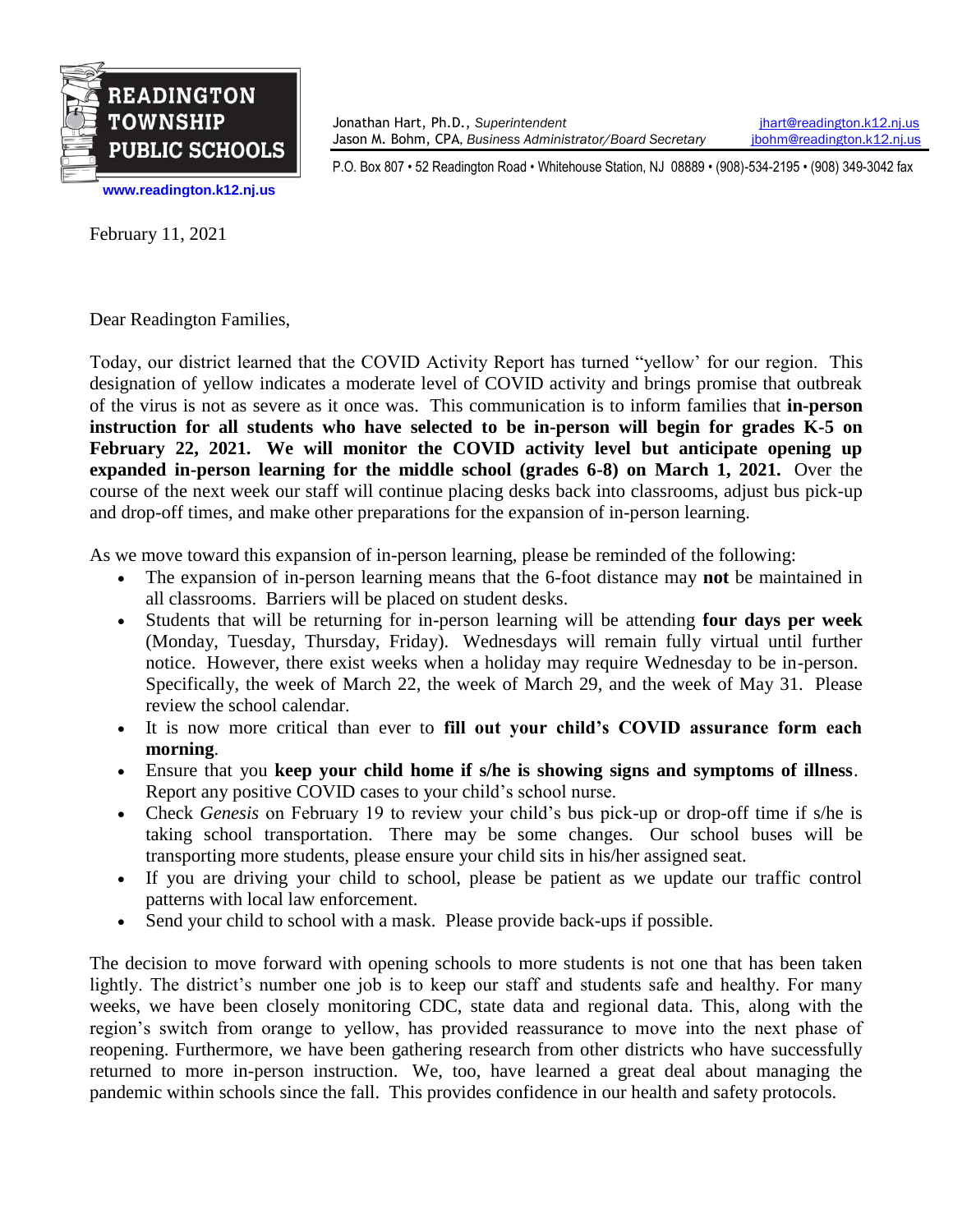**READINGTON TOWNSHIP PUBLIC SCHOOLS**

www.readington.k12.nj.us

Jonathan Hart, Ph.D., *Superintendent* jhart@readington.k12.nj.us
Jason M. Bohm, CPA, *Business Administrator/Board Secretary* jbohm@readington.k12.nj.us

P.O. Box 807 • 52 Readington Road • Whitehouse Station, NJ 08889 • (908)-534-2195 • (908) 349-3042 fax

February 11, 2021

Dear Readington Families,

Today, our district learned that the COVID Activity Report has turned "yellow' for our region. This designation of yellow indicates a moderate level of COVID activity and brings promise that outbreak of the virus is not as severe as it once was. This communication is to inform families that **in-person instruction for all students who have selected to be in-person will begin for grades K-5 on February 22, 2021. We will monitor the COVID activity level but anticipate opening up expanded in-person learning for the middle school (grades 6-8) on March 1, 2021.** Over the course of the next week our staff will continue placing desks back into classrooms, adjust bus pick-up and drop-off times, and make other preparations for the expansion of in-person learning.

As we move toward this expansion of in-person learning, please be reminded of the following:

- The expansion of in-person learning means that the 6-foot distance may **not** be maintained in all classrooms. Barriers will be placed on student desks.
- Students that will be returning for in-person learning will be attending **four days per week** (Monday, Tuesday, Thursday, Friday). Wednesdays will remain fully virtual until further notice. However, there exist weeks when a holiday may require Wednesday to be in-person. Specifically, the week of March 22, the week of March 29, and the week of May 31. Please review the school calendar.
- It is now more critical than ever to **fill out your child's COVID assurance form each morning**.
- Ensure that you **keep your child home if s/he is showing signs and symptoms of illness**. Report any positive COVID cases to your child's school nurse.
- Check *Genesis* on February 19 to review your child's bus pick-up or drop-off time if s/he is taking school transportation. There may be some changes. Our school buses will be transporting more students, please ensure your child sits in his/her assigned seat.
- If you are driving your child to school, please be patient as we update our traffic control patterns with local law enforcement.
- Send your child to school with a mask. Please provide back-ups if possible.

The decision to move forward with opening schools to more students is not one that has been taken lightly. The district's number one job is to keep our staff and students safe and healthy. For many weeks, we have been closely monitoring CDC, state data and regional data. This, along with the region's switch from orange to yellow, has provided reassurance to move into the next phase of reopening. Furthermore, we have been gathering research from other districts who have successfully returned to more in-person instruction. We, too, have learned a great deal about managing the pandemic within schools since the fall. This provides confidence in our health and safety protocols.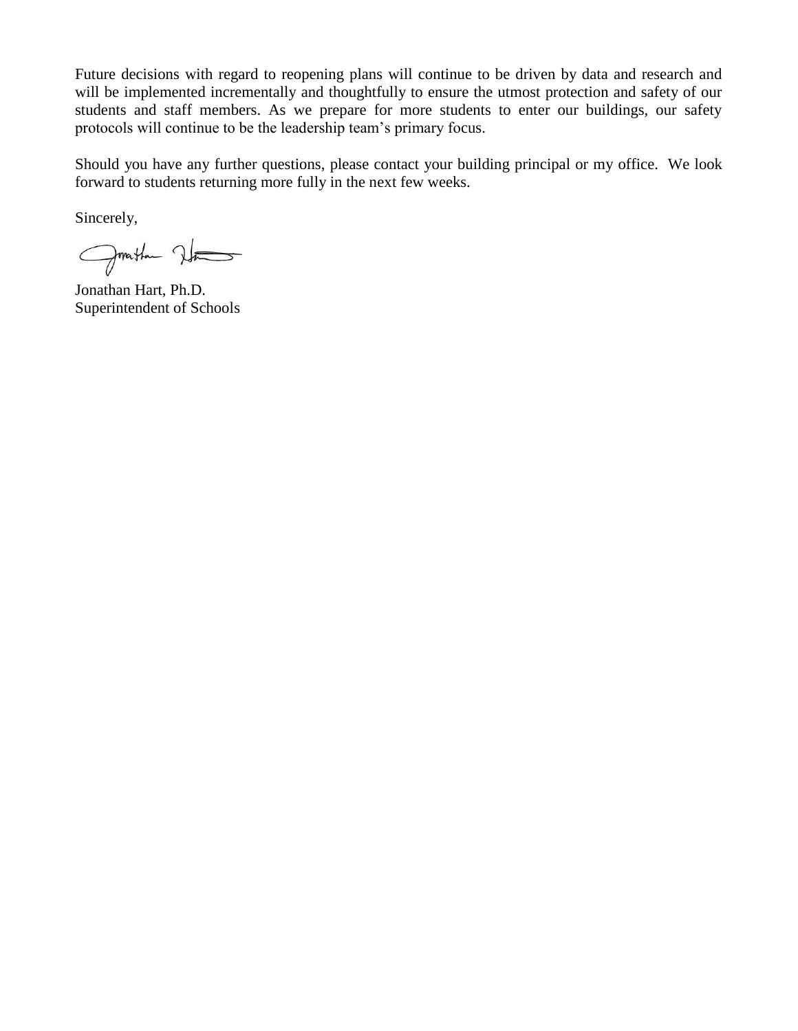Future decisions with regard to reopening plans will continue to be driven by data and research and will be implemented incrementally and thoughtfully to ensure the utmost protection and safety of our students and staff members. As we prepare for more students to enter our buildings, our safety protocols will continue to be the leadership team's primary focus.

Should you have any further questions, please contact your building principal or my office. We look forward to students returning more fully in the next few weeks.

Sincerely,

Jonathan Hart, Ph.D.  
Superintendent of Schools